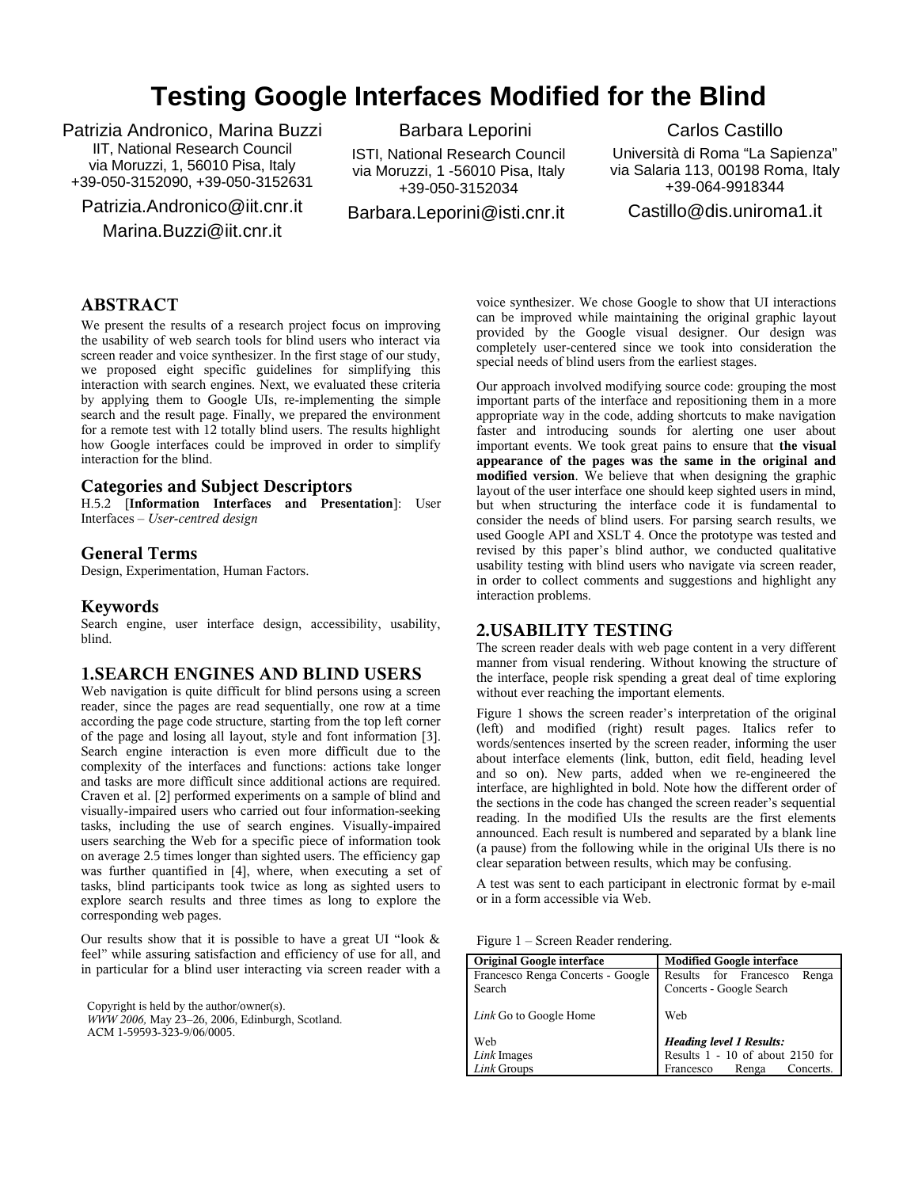# Testing Google Interfaces Modified for the Blind

Patrizia Andronico, Marina Buzzi
IIT, National Research Council
via Moruzzi, 1, 56010 Pisa, Italy
+39-050-3152090, +39-050-3152631
Patrizia.Andronico@iit.cnr.it
Marina.Buzzi@iit.cnr.it

Barbara Leporini
ISTI, National Research Council
via Moruzzi, 1 -56010 Pisa, Italy
+39-050-3152034
Barbara.Leporini@isti.cnr.it

Carlos Castillo
Università di Roma "La Sapienza"
via Salaria 113, 00198 Roma, Italy
+39-064-9918344
Castillo@dis.uniroma1.it

## ABSTRACT

We present the results of a research project focus on improving the usability of web search tools for blind users who interact via screen reader and voice synthesizer. In the first stage of our study, we proposed eight specific guidelines for simplifying this interaction with search engines. Next, we evaluated these criteria by applying them to Google UIs, re-implementing the simple search and the result page. Finally, we prepared the environment for a remote test with 12 totally blind users. The results highlight how Google interfaces could be improved in order to simplify interaction for the blind.

### Categories and Subject Descriptors

H.5.2 [**Information Interfaces and Presentation**]: User Interfaces – *User-centred design*

### General Terms

Design, Experimentation, Human Factors.

### Keywords

Search engine, user interface design, accessibility, usability, blind.

## 1.SEARCH ENGINES AND BLIND USERS

Web navigation is quite difficult for blind persons using a screen reader, since the pages are read sequentially, one row at a time according the page code structure, starting from the top left corner of the page and losing all layout, style and font information [3]. Search engine interaction is even more difficult due to the complexity of the interfaces and functions: actions take longer and tasks are more difficult since additional actions are required. Craven et al. [2] performed experiments on a sample of blind and visually-impaired users who carried out four information-seeking tasks, including the use of search engines. Visually-impaired users searching the Web for a specific piece of information took on average 2.5 times longer than sighted users. The efficiency gap was further quantified in [4], where, when executing a set of tasks, blind participants took twice as long as sighted users to explore search results and three times as long to explore the corresponding web pages.

Our results show that it is possible to have a great UI "look & feel" while assuring satisfaction and efficiency of use for all, and in particular for a blind user interacting via screen reader with a voice synthesizer. We chose Google to show that UI interactions can be improved while maintaining the original graphic layout provided by the Google visual designer. Our design was completely user-centered since we took into consideration the special needs of blind users from the earliest stages.

Our approach involved modifying source code: grouping the most important parts of the interface and repositioning them in a more appropriate way in the code, adding shortcuts to make navigation faster and introducing sounds for alerting one user about important events. We took great pains to ensure that **the visual appearance of the pages was the same in the original and modified version**. We believe that when designing the graphic layout of the user interface one should keep sighted users in mind, but when structuring the interface code it is fundamental to consider the needs of blind users. For parsing search results, we used Google API and XSLT 4. Once the prototype was tested and revised by this paper's blind author, we conducted qualitative usability testing with blind users who navigate via screen reader, in order to collect comments and suggestions and highlight any interaction problems.

## 2.USABILITY TESTING

The screen reader deals with web page content in a very different manner from visual rendering. Without knowing the structure of the interface, people risk spending a great deal of time exploring without ever reaching the important elements.

Figure 1 shows the screen reader's interpretation of the original (left) and modified (right) result pages. Italics refer to words/sentences inserted by the screen reader, informing the user about interface elements (link, button, edit field, heading level and so on). New parts, added when we re-engineered the interface, are highlighted in bold. Note how the different order of the sections in the code has changed the screen reader's sequential reading. In the modified UIs the results are the first elements announced. Each result is numbered and separated by a blank line (a pause) from the following while in the original UIs there is no clear separation between results, which may be confusing.

A test was sent to each participant in electronic format by e-mail or in a form accessible via Web.

Figure 1 – Screen Reader rendering.

| Original Google interface | Modified Google interface |
|---|---|
| Francesco Renga Concerts - Google Search | Results for Francesco Renga Concerts - Google Search |
| *Link* Go to Google Home | Web |
| Web<br>*Link* Images<br>*Link* Groups | ***Heading level 1 Results:***<br>Results 1 - 10 of about 2150 for Francesco Renga Concerts. |

Copyright is held by the author/owner(s).
*WWW 2006,* May 23–26, 2006, Edinburgh, Scotland.
ACM 1-59593-323-9/06/0005.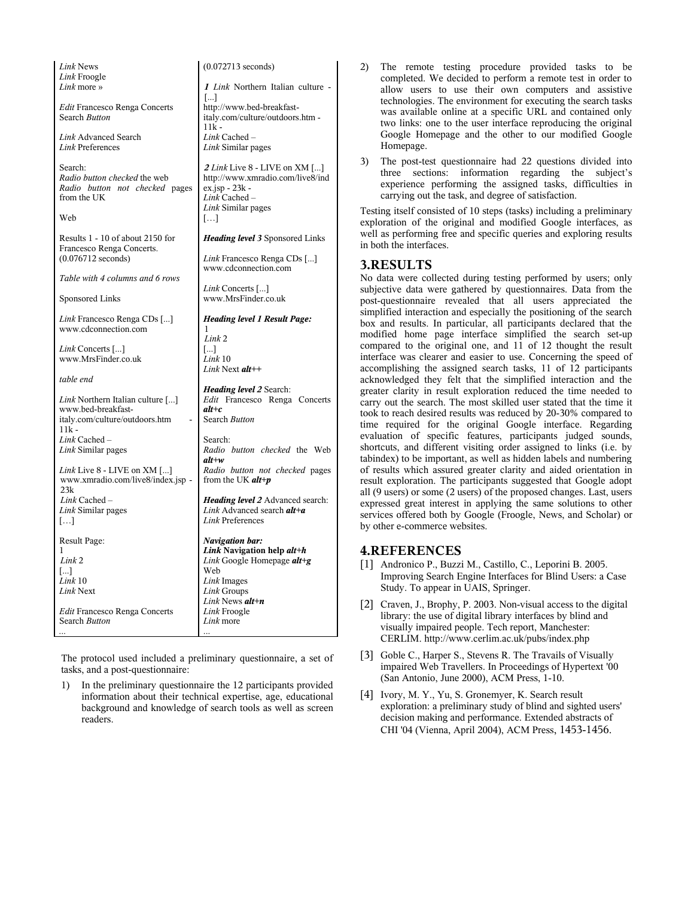| | |
|---|---|
| *Link* News<br>*Link* Froogle<br>*Link* more »<br><br>*Edit* Francesco Renga Concerts<br>Search *Button*<br><br>*Link* Advanced Search<br>*Link* Preferences<br><br>Search:<br>*Radio button checked* the web<br>*Radio button not checked* pages from the UK<br><br>Web<br><br>Results 1 - 10 of about 2150 for Francesco Renga Concerts.<br>(0.076712 seconds)<br><br>*Table with 4 columns and 6 rows*<br><br>Sponsored Links<br><br>*Link* Francesco Renga CDs [...]<br>www.cdconnection.com<br><br>*Link* Concerts [...]<br>www.MrsFinder.co.uk<br><br>*table end*<br><br>*Link* Northern Italian culture [...]<br>www.bed-breakfast-italy.com/culture/outdoors.htm - 11k -<br>*Link* Cached –<br>*Link* Similar pages<br><br>*Link* Live 8 - LIVE on XM [...]<br>www.xmradio.com/live8/index.jsp - 23k<br>*Link* Cached –<br>*Link* Similar pages<br>[…]<br><br>Result Page:<br>1<br>*Link* 2<br>[...]<br>*Link* 10<br>*Link* Next<br><br>*Edit* Francesco Renga Concerts<br>Search *Button*<br>... | (0.072713 seconds)<br><br>***1*** *Link* Northern Italian culture - [...]<br>http://www.bed-breakfast-italy.com/culture/outdoors.htm - 11k -<br>*Link* Cached –<br>*Link* Similar pages<br><br>***2*** *Link* Live 8 - LIVE on XM [...]<br>http://www.xmradio.com/live8/index.jsp - 23k -<br>*Link* Cached –<br>*Link* Similar pages<br>[…]<br><br>***Heading level 3*** Sponsored Links<br><br>*Link* Francesco Renga CDs [...]<br>www.cdconnection.com<br><br>*Link* Concerts [...]<br>www.MrsFinder.co.uk<br><br>***Heading level 1 Result Page:***<br>1<br>*Link* 2<br>[...]<br>*Link* 10<br>*Link* Next ***alt++***<br><br>***Heading level 2*** Search:<br>*Edit* Francesco Renga Concerts ***alt+c***<br>Search *Button*<br><br>Search:<br>*Radio button checked* the Web ***alt+w***<br>*Radio button not checked* pages from the UK ***alt+p***<br><br>***Heading level 2*** Advanced search:<br>*Link* Advanced search ***alt+a***<br>*Link* Preferences<br><br>***Navigation bar:***<br>***Link* Navigation help *alt+h***<br>*Link* Google Homepage ***alt+g***<br>Web<br>*Link* Images<br>*Link* Groups<br>*Link* News ***alt+n***<br>*Link* Froogle<br>*Link* more<br>... |

The protocol used included a preliminary questionnaire, a set of tasks, and a post-questionnaire:

1) In the preliminary questionnaire the 12 participants provided information about their technical expertise, age, educational background and knowledge of search tools as well as screen readers.
2) The remote testing procedure provided tasks to be completed. We decided to perform a remote test in order to allow users to use their own computers and assistive technologies. The environment for executing the search tasks was available online at a specific URL and contained only two links: one to the user interface reproducing the original Google Homepage and the other to our modified Google Homepage.
3) The post-test questionnaire had 22 questions divided into three sections: information regarding the subject's experience performing the assigned tasks, difficulties in carrying out the task, and degree of satisfaction.

Testing itself consisted of 10 steps (tasks) including a preliminary exploration of the original and modified Google interfaces, as well as performing free and specific queries and exploring results in both the interfaces.

## 3.RESULTS

No data were collected during testing performed by users; only subjective data were gathered by questionnaires. Data from the post-questionnaire revealed that all users appreciated the simplified interaction and especially the positioning of the search box and results. In particular, all participants declared that the modified home page interface simplified the search set-up compared to the original one, and 11 of 12 thought the result interface was clearer and easier to use. Concerning the speed of accomplishing the assigned search tasks, 11 of 12 participants acknowledged they felt that the simplified interaction and the greater clarity in result exploration reduced the time needed to carry out the search. The most skilled user stated that the time it took to reach desired results was reduced by 20-30% compared to time required for the original Google interface. Regarding evaluation of specific features, participants judged sounds, shortcuts, and different visiting order assigned to links (i.e. by tabindex) to be important, as well as hidden labels and numbering of results which assured greater clarity and aided orientation in result exploration. The participants suggested that Google adopt all (9 users) or some (2 users) of the proposed changes. Last, users expressed great interest in applying the same solutions to other services offered both by Google (Froogle, News, and Scholar) or by other e-commerce websites.

## 4.REFERENCES

[1] Andronico P., Buzzi M., Castillo, C., Leporini B. 2005. Improving Search Engine Interfaces for Blind Users: a Case Study. To appear in UAIS, Springer.

[2] Craven, J., Brophy, P. 2003. Non-visual access to the digital library: the use of digital library interfaces by blind and visually impaired people. Tech report, Manchester: CERLIM. http://www.cerlim.ac.uk/pubs/index.php

[3] Goble C., Harper S., Stevens R. The Travails of Visually impaired Web Travellers. In Proceedings of Hypertext '00 (San Antonio, June 2000), ACM Press, 1-10.

[4] Ivory, M. Y., Yu, S. Gronemyer, K. Search result exploration: a preliminary study of blind and sighted users' decision making and performance. Extended abstracts of CHI '04 (Vienna, April 2004), ACM Press, 1453-1456.